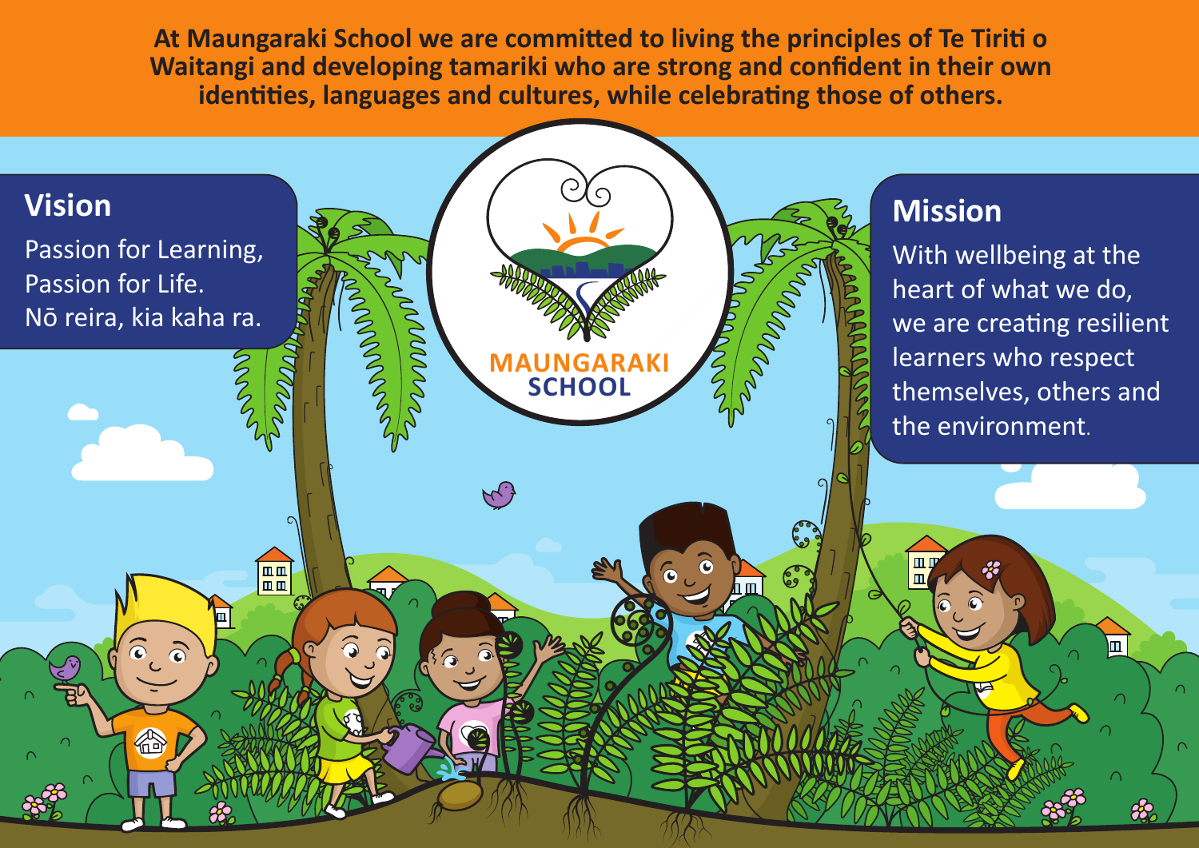**At Maungaraki School we are committed to living the principles of Te Tiriti o Waitangi and developing tamariki who are strong and confident in their own identities, languages and cultures, while celebrating those of others.**

## Vision

Passion for Learning,
Passion for Life.
Nō reira, kia kaha ra.

MAUNGARAKI SCHOOL

## Mission

With wellbeing at the heart of what we do, we are creating resilient learners who respect themselves, others and the environment.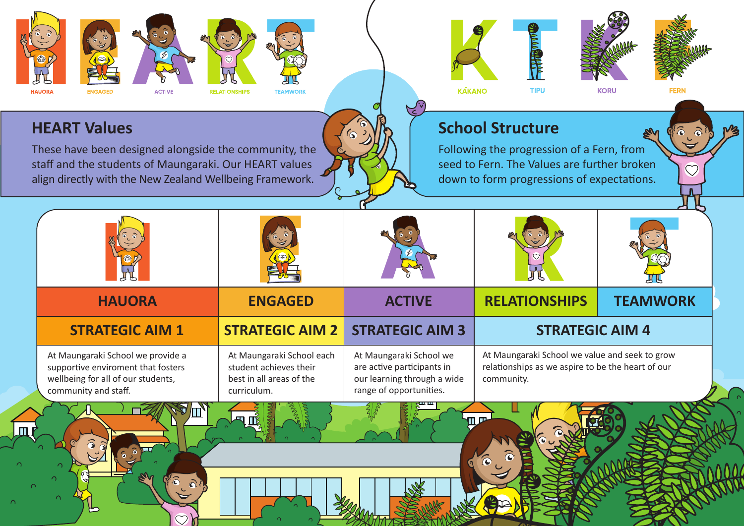HAUORA ENGAGED ACTIVE RELATIONSHIPS TEAMWORK

KĀKANO TIPU KORU FERN

## HEART Values

These have been designed alongside the community, the staff and the students of Maungaraki. Our HEART values align directly with the New Zealand Wellbeing Framework.

## School Structure

Following the progression of a Fern, from seed to Fern. The Values are further broken down to form progressions of expectations.

| HAUORA | ENGAGED | ACTIVE | RELATIONSHIPS | TEAMWORK |
|---|---|---|---|---|
| STRATEGIC AIM 1 | STRATEGIC AIM 2 | STRATEGIC AIM 3 | STRATEGIC AIM 4 | |
| At Maungaraki School we provide a supportive enviroment that fosters wellbeing for all of our students, community and staff. | At Maungaraki School each student achieves their best in all areas of the curriculum. | At Maungaraki School we are active participants in our learning through a wide range of opportunities. | At Maungaraki School we value and seek to grow relationships as we aspire to be the heart of our community. | |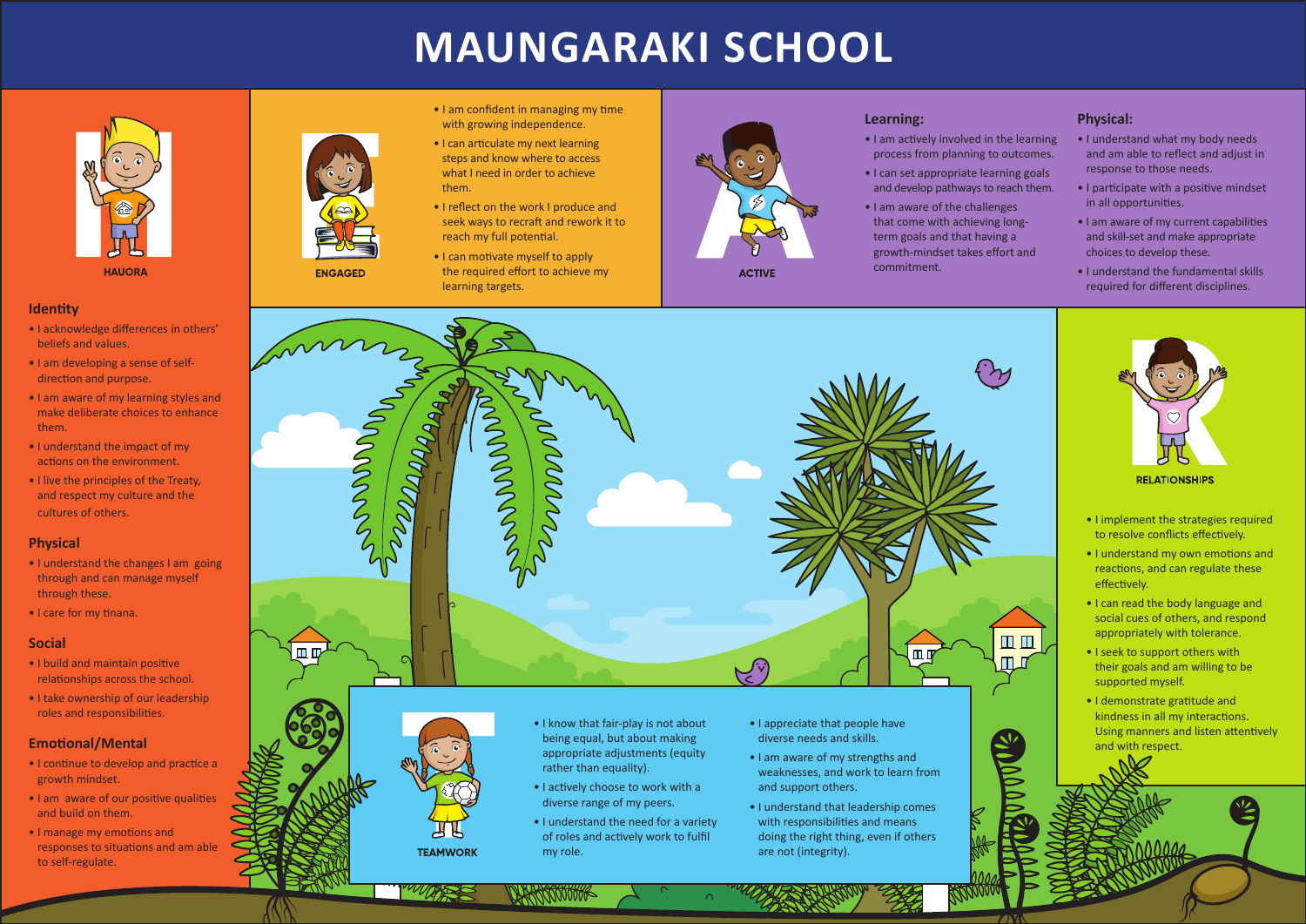# MAUNGARAKI SCHOOL

## HAUORA

### Identity

- I acknowledge differences in others' beliefs and values.
- I am developing a sense of self-direction and purpose.
- I am aware of my learning styles and make deliberate choices to enhance them.
- I understand the impact of my actions on the environment.
- I live the principles of the Treaty, and respect my culture and the cultures of others.

### Physical

- I understand the changes I am going through and can manage myself through these.
- I care for my tinana.

### Social

- I build and maintain positive relationships across the school.
- I take ownership of our leadership roles and responsibilities.

### Emotional/Mental

- I continue to develop and practice a growth mindset.
- I am aware of our positive qualities and build on them.
- I manage my emotions and responses to situations and am able to self-regulate.

## ENGAGED

- I am confident in managing my time with growing independence.
- I can articulate my next learning steps and know where to access what I need in order to achieve them.
- I reflect on the work I produce and seek ways to recraft and rework it to reach my full potential.
- I can motivate myself to apply the required effort to achieve my learning targets.

## ACTIVE

### Learning:

- I am actively involved in the learning process from planning to outcomes.
- I can set appropriate learning goals and develop pathways to reach them.
- I am aware of the challenges that come with achieving long-term goals and that having a growth-mindset takes effort and commitment.

### Physical:

- I understand what my body needs and am able to reflect and adjust in response to those needs.
- I participate with a positive mindset in all opportunities.
- I am aware of my current capabilities and skill-set and make appropriate choices to develop these.
- I understand the fundamental skills required for different disciplines.

## RELATIONSHIPS

- I implement the strategies required to resolve conflicts effectively.
- I understand my own emotions and reactions, and can regulate these effectively.
- I can read the body language and social cues of others, and respond appropriately with tolerance.
- I seek to support others with their goals and am willing to be supported myself.
- I demonstrate gratitude and kindness in all my interactions. Using manners and listen attentively and with respect.

## TEAMWORK

- I know that fair-play is not about being equal, but about making appropriate adjustments (equity rather than equality).
- I actively choose to work with a diverse range of my peers.
- I understand the need for a variety of roles and actively work to fulfil my role.
- I appreciate that people have diverse needs and skills.
- I am aware of my strengths and weaknesses, and work to learn from and support others.
- I understand that leadership comes with responsibilities and means doing the right thing, even if others are not (integrity).